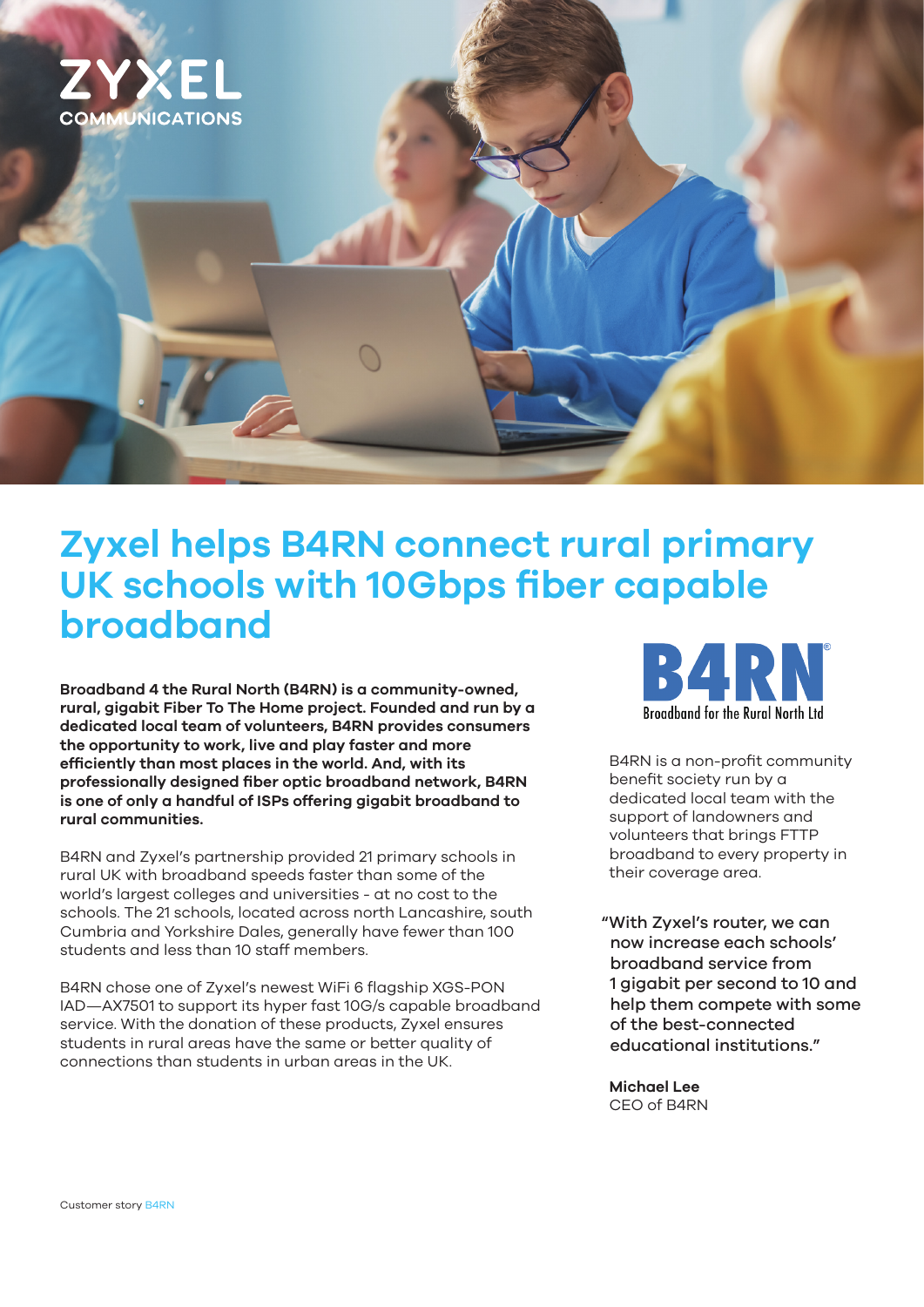# Zyxel helps B4RN connect rural primary UK schools with 10Gbps fiber capable broadband

**Broadband 4 the Rural North (B4RN) is a community-owned, rural, gigabit Fiber To The Home project. Founded and run by a dedicated local team of volunteers, B4RN provides consumers the opportunity to work, live and play faster and more efficiently than most places in the world. And, with its professionally designed fiber optic broadband network, B4RN is one of only a handful of ISPs offering gigabit broadband to rural communities.**

B4RN and Zyxel's partnership provided 21 primary schools in rural UK with broadband speeds faster than some of the world's largest colleges and universities - at no cost to the schools. The 21 schools, located across north Lancashire, south Cumbria and Yorkshire Dales, generally have fewer than 100 students and less than 10 staff members.

B4RN chose one of Zyxel's newest WiFi 6 flagship XGS-PON IAD—AX7501 to support its hyper fast 10G/s capable broadband service. With the donation of these products, Zyxel ensures students in rural areas have the same or better quality of connections than students in urban areas in the UK.

B4RN is a non-profit community benefit society run by a dedicated local team with the support of landowners and volunteers that brings FTTP broadband to every property in their coverage area.

"With Zyxel's router, we can now increase each schools' broadband service from 1 gigabit per second to 10 and help them compete with some of the best-connected educational institutions."

**Michael Lee**
CEO of B4RN

Customer story B4RN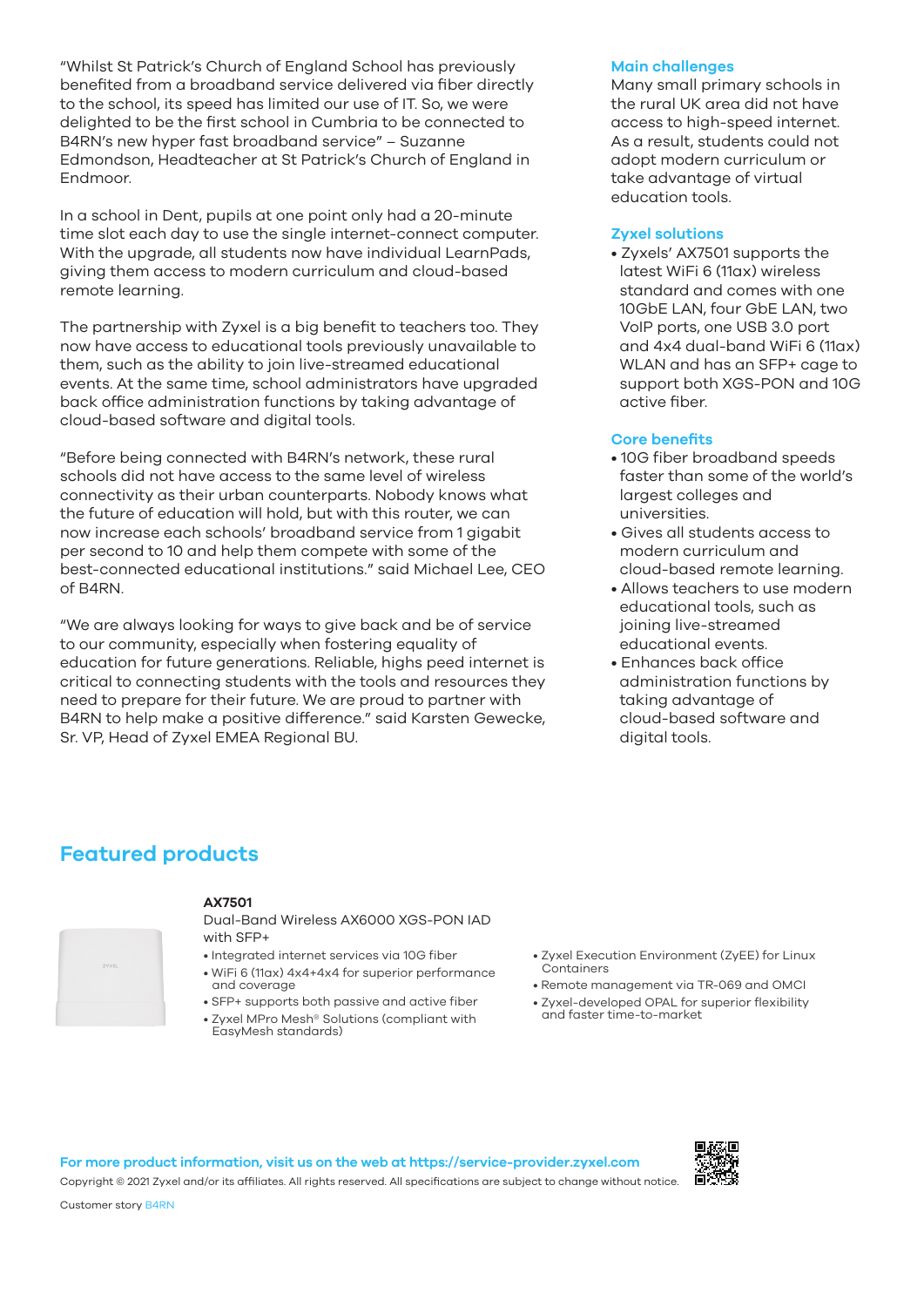"Whilst St Patrick's Church of England School has previously benefited from a broadband service delivered via fiber directly to the school, its speed has limited our use of IT. So, we were delighted to be the first school in Cumbria to be connected to B4RN's new hyper fast broadband service" – Suzanne Edmondson, Headteacher at St Patrick's Church of England in Endmoor.

In a school in Dent, pupils at one point only had a 20-minute time slot each day to use the single internet-connect computer. With the upgrade, all students now have individual LearnPads, giving them access to modern curriculum and cloud-based remote learning.

The partnership with Zyxel is a big benefit to teachers too. They now have access to educational tools previously unavailable to them, such as the ability to join live-streamed educational events. At the same time, school administrators have upgraded back office administration functions by taking advantage of cloud-based software and digital tools.

"Before being connected with B4RN's network, these rural schools did not have access to the same level of wireless connectivity as their urban counterparts. Nobody knows what the future of education will hold, but with this router, we can now increase each schools' broadband service from 1 gigabit per second to 10 and help them compete with some of the best-connected educational institutions." said Michael Lee, CEO of B4RN.

"We are always looking for ways to give back and be of service to our community, especially when fostering equality of education for future generations. Reliable, highs peed internet is critical to connecting students with the tools and resources they need to prepare for their future. We are proud to partner with B4RN to help make a positive difference." said Karsten Gewecke, Sr. VP, Head of Zyxel EMEA Regional BU.

### Main challenges

Many small primary schools in the rural UK area did not have access to high-speed internet. As a result, students could not adopt modern curriculum or take advantage of virtual education tools.

### Zyxel solutions

- Zyxels' AX7501 supports the latest WiFi 6 (11ax) wireless standard and comes with one 10GbE LAN, four GbE LAN, two VoIP ports, one USB 3.0 port and 4x4 dual-band WiFi 6 (11ax) WLAN and has an SFP+ cage to support both XGS-PON and 10G active fiber.

### Core benefits

- 10G fiber broadband speeds faster than some of the world's largest colleges and universities.
- Gives all students access to modern curriculum and cloud-based remote learning.
- Allows teachers to use modern educational tools, such as joining live-streamed educational events.
- Enhances back office administration functions by taking advantage of cloud-based software and digital tools.

## Featured products

**AX7501**

Dual-Band Wireless AX6000 XGS-PON IAD with SFP+

- Integrated internet services via 10G fiber
- WiFi 6 (11ax) 4x4+4x4 for superior performance and coverage
- SFP+ supports both passive and active fiber
- Zyxel MPro Mesh® Solutions (compliant with EasyMesh standards)
- Zyxel Execution Environment (ZyEE) for Linux Containers
- Remote management via TR-069 and OMCI
- Zyxel-developed OPAL for superior flexibility and faster time-to-market

**For more product information, visit us on the web at https://service-provider.zyxel.com**

Copyright © 2021 Zyxel and/or its affiliates. All rights reserved. All specifications are subject to change without notice.

Customer story B4RN